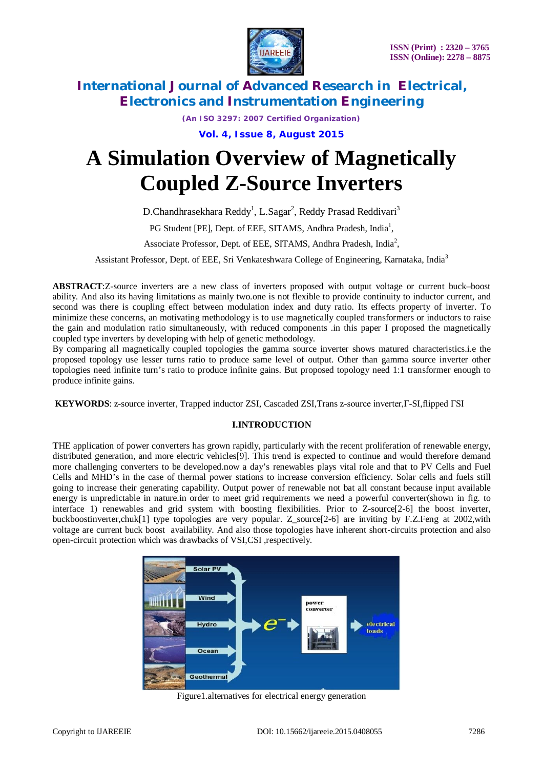# A Simulation Overview of Magnetically Coupled Z-Source Inverters

D.Chandhrasekhara Reddy[1], L.Sagar[2], Reddy Prasad Reddivari[3]

PG Student [PE], Dept. of EEE, SITAMS, Andhra Pradesh, India[1],

Associate Professor, Dept. of EEE, SITAMS, Andhra Pradesh, India[2],

Assistant Professor, Dept. of EEE, Sri Venkateshwara College of Engineering, Karnataka, India[3]

**ABSTRACT**:Z-source inverters are a new class of inverters proposed with output voltage or current buck–boost ability. And also its having limitations as mainly two.one is not flexible to provide continuity to inductor current, and second was there is coupling effect between modulation index and duty ratio. Its effects property of inverter. To minimize these concerns, an motivating methodology is to use magnetically coupled transformers or inductors to raise the gain and modulation ratio simultaneously, with reduced components .in this paper I proposed the magnetically coupled type inverters by developing with help of genetic methodology.

By comparing all magnetically coupled topologies the gamma source inverter shows matured characteristics.i.e the proposed topology use lesser turns ratio to produce same level of output. Other than gamma source inverter other topologies need infinite turn's ratio to produce infinite gains. But proposed topology need 1:1 transformer enough to produce infinite gains.

**KEYWORDS**: z-source inverter, Trapped inductor ZSI, Cascaded ZSI,Trans z-source inverter,Γ-SI,flipped ΓSI

## I.INTRODUCTION

**T**HE application of power converters has grown rapidly, particularly with the recent proliferation of renewable energy, distributed generation, and more electric vehicles[9]. This trend is expected to continue and would therefore demand more challenging converters to be developed.now a day's renewables plays vital role and that to PV Cells and Fuel Cells and MHD's in the case of thermal power stations to increase conversion efficiency. Solar cells and fuels still going to increase their generating capability. Output power of renewable not bat all constant because input available energy is unpredictable in nature.in order to meet grid requirements we need a powerful converter(shown in fig. to interface 1) renewables and grid system with boosting flexibilities. Prior to Z-source[2-6] the boost inverter, buckboostinverter,chuk[1] type topologies are very popular. Z_source[2-6] are inviting by F.Z.Feng at 2002,with voltage are current buck boost availability. And also those topologies have inherent short-circuits protection and also open-circuit protection which was drawbacks of VSI,CSI ,respectively.

Figure1.alternatives for electrical energy generation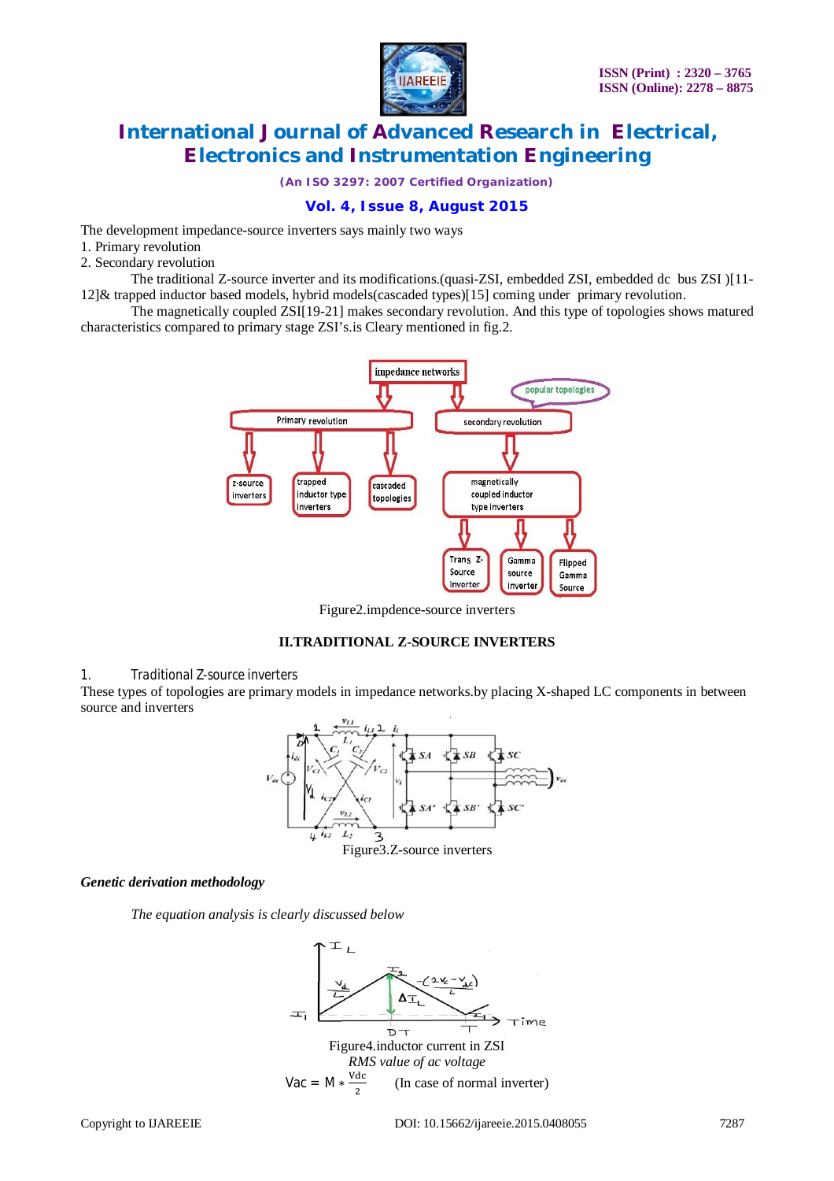The development impedance-source inverters says mainly two ways

1. Primary revolution
2. Secondary revolution

The traditional Z-source inverter and its modifications.(quasi-ZSI, embedded ZSI, embedded dc bus ZSI )[11-12]& trapped inductor based models, hybrid models(cascaded types)[15] coming under primary revolution.

The magnetically coupled ZSI[19-21] makes secondary revolution. And this type of topologies shows matured characteristics compared to primary stage ZSI's.is Cleary mentioned in fig.2.

Figure2.impdence-source inverters

## II.TRADITIONAL Z-SOURCE INVERTERS

### 1. Traditional Z-source inverters

These types of topologies are primary models in impedance networks.by placing X-shaped LC components in between source and inverters

Figure3.Z-source inverters

***Genetic derivation methodology***

*The equation analysis is clearly discussed below*

Figure4.inductor current in ZSI

*RMS value of ac voltage*

$$Vac = M * \frac{Vdc}{2} \quad \text{(In case of normal inverter)}$$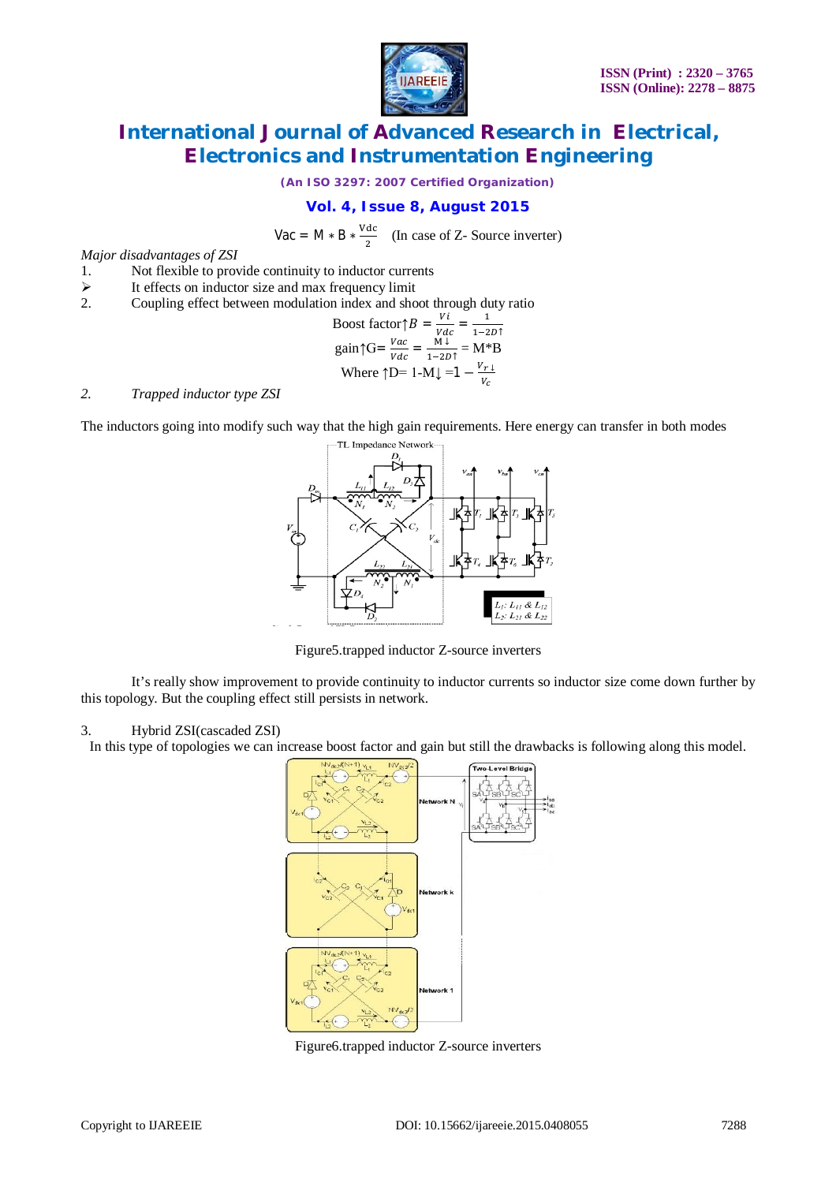$$Vac = M * B * \frac{Vdc}{2} \quad \text{(In case of Z- Source inverter)}$$

*Major disadvantages of ZSI*

1. Not flexible to provide continuity to inductor currents
   - It effects on inductor size and max frequency limit
2. Coupling effect between modulation index and shoot through duty ratio

$$\text{Boost factor}\uparrow B = \frac{Vi}{Vdc} = \frac{1}{1-2D\uparrow}$$

$$\text{gain}\uparrow G = \frac{Vac}{Vdc} = \frac{M\downarrow}{1-2D\uparrow} = M*B$$

$$\text{Where } \uparrow D = 1-M\downarrow = 1 - \frac{V_{r\downarrow}}{V_c}$$

*2. Trapped inductor type ZSI*

The inductors going into modify such way that the high gain requirements. Here energy can transfer in both modes

Figure5.trapped inductor Z-source inverters

It's really show improvement to provide continuity to inductor currents so inductor size come down further by this topology. But the coupling effect still persists in network.

3. Hybrid ZSI(cascaded ZSI)

In this type of topologies we can increase boost factor and gain but still the drawbacks is following along this model.

Figure6.trapped inductor Z-source inverters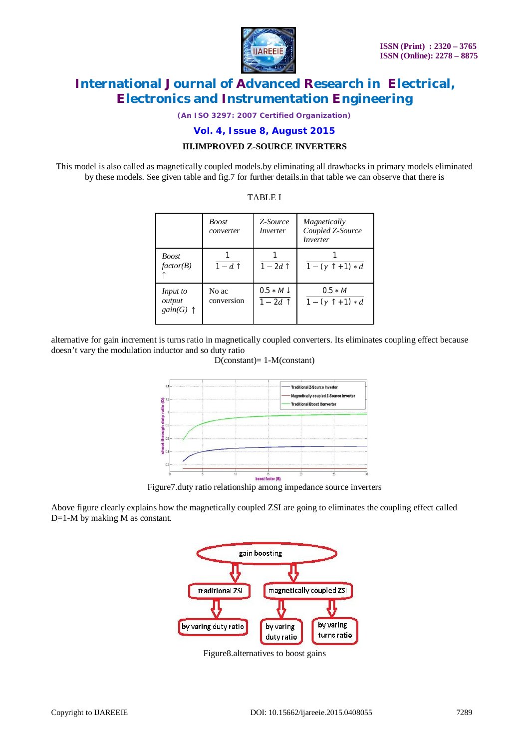### III.IMPROVED Z-SOURCE INVERTERS

This model is also called as magnetically coupled models.by eliminating all drawbacks in primary models eliminated by these models. See given table and fig.7 for further details.in that table we can observe that there is

TABLE I

| | *Boost converter* | *Z-Source Inverter* | *Magnetically Coupled Z-Source Inverter* |
|---|---|---|---|
| *Boost factor(B)* $\uparrow$ | $\frac{1}{1-d\uparrow}$ | $\frac{1}{1-2d\uparrow}$ | $\frac{1}{1-(\gamma\uparrow+1)*d}$ |
| *Input to output gain(G)* $\uparrow$ | No ac conversion | $\frac{0.5*M\downarrow}{1-2d\uparrow}$ | $\frac{0.5*M}{1-(\gamma\uparrow+1)*d}$ |

alternative for gain increment is turns ratio in magnetically coupled converters. Its eliminates coupling effect because doesn't vary the modulation inductor and so duty ratio

D(constant)= 1-M(constant)

Figure7.duty ratio relationship among impedance source inverters

Above figure clearly explains how the magnetically coupled ZSI are going to eliminates the coupling effect called D=1-M by making M as constant.

Figure8.alternatives to boost gains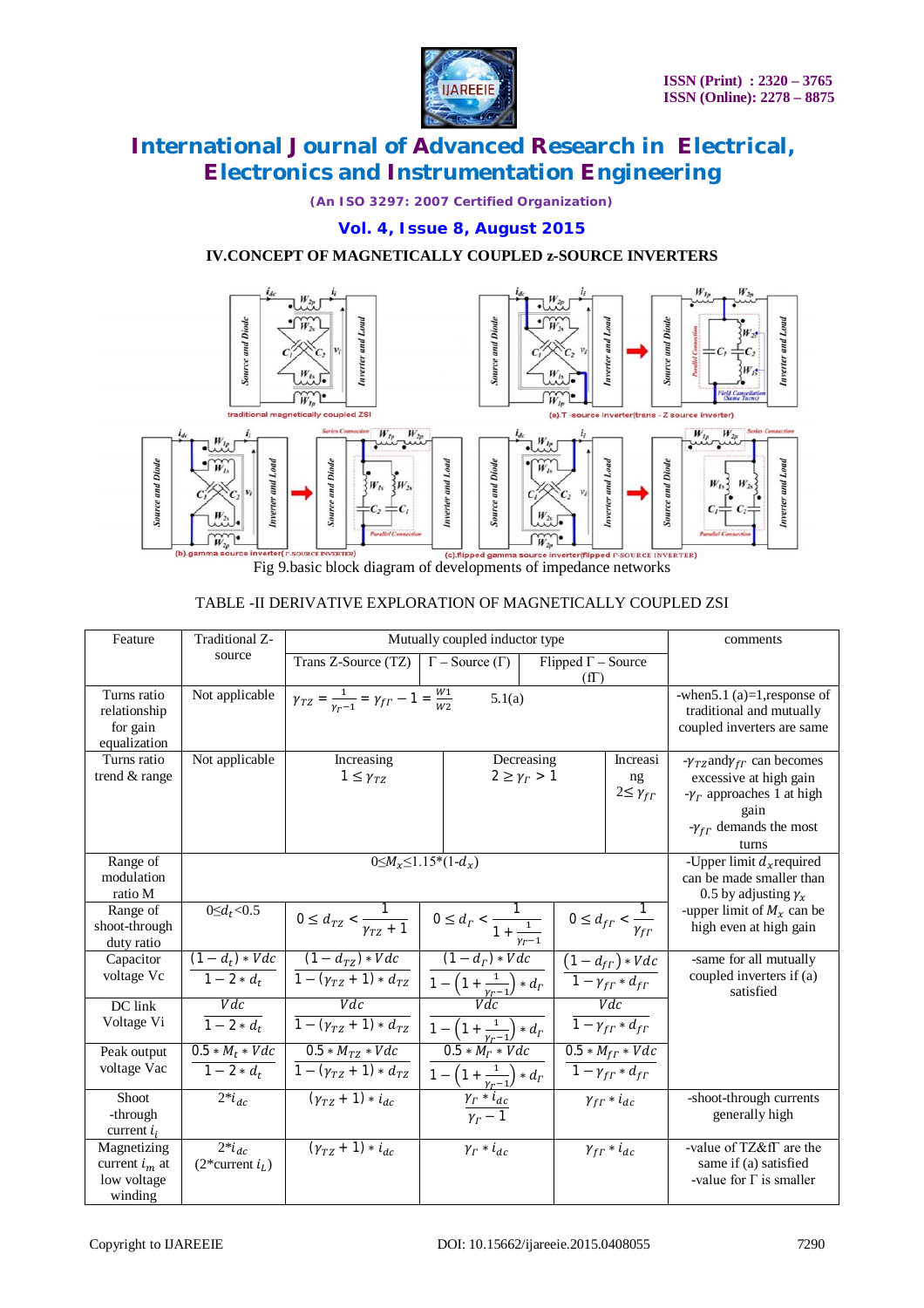## IV.CONCEPT OF MAGNETICALLY COUPLED z-SOURCE INVERTERS

Fig 9.basic block diagram of developments of impedance networks

TABLE -II DERIVATIVE EXPLORATION OF MAGNETICALLY COUPLED ZSI

| Feature | Traditional Z-source | Mutually coupled inductor type | | | comments |
|---|---|---|---|---|---|
| | | Trans Z-Source (TZ) | Γ – Source (Γ) | Flipped Γ – Source (fΓ) | |
| Turns ratio relationship for gain equalization | Not applicable | $\gamma_{TZ} = \frac{1}{\gamma_{\Gamma}-1} = \gamma_{f\Gamma} - 1 = \frac{W1}{W2}$ 5.1(a) | | | -when5.1 (a)=1,response of traditional and mutually coupled inverters are same |
| Turns ratio trend & range | Not applicable | Increasing $1 \leq \gamma_{TZ}$ | Decreasing $2 \geq \gamma_{\Gamma} > 1$ | Increasing $2 \leq \gamma_{f\Gamma}$ | -$\gamma_{TZ}$and$\gamma_{f\Gamma}$ can becomes excessive at high gain -$\gamma_{\Gamma}$ approaches 1 at high gain -$\gamma_{f\Gamma}$ demands the most turns |
| Range of modulation ratio M | $0 \leq M_x \leq 1.15*(1-d_x)$ | | | | -Upper limit $d_x$required can be made smaller than 0.5 by adjusting $\gamma_x$ -upper limit of $M_x$ can be high even at high gain |
| Range of shoot-through duty ratio | $0 \leq d_t < 0.5$ | $0 \leq d_{TZ} < \frac{1}{\gamma_{TZ}+1}$ | $0 \leq d_{\Gamma} < \frac{1}{1+\frac{1}{\gamma_{\Gamma}-1}}$ | $0 \leq d_{f\Gamma} < \frac{1}{\gamma_{f\Gamma}}$ | |
| Capacitor voltage Vc | $\frac{(1-d_t)*Vdc}{1-2*d_t}$ | $\frac{(1-d_{TZ})*Vdc}{1-(\gamma_{TZ}+1)*d_{TZ}}$ | $\frac{(1-d_{\Gamma})*Vdc}{1-\left(1+\frac{1}{\gamma_{\Gamma}-1}\right)*d_{\Gamma}}$ | $\frac{(1-d_{f\Gamma})*Vdc}{1-\gamma_{f\Gamma}*d_{f\Gamma}}$ | -same for all mutually coupled inverters if (a) satisfied |
| DC link Voltage Vi | $\frac{Vdc}{1-2*d_t}$ | $\frac{Vdc}{1-(\gamma_{TZ}+1)*d_{TZ}}$ | $\frac{Vdc}{1-\left(1+\frac{1}{\gamma_{\Gamma}-1}\right)*d_{\Gamma}}$ | $\frac{Vdc}{1-\gamma_{f\Gamma}*d_{f\Gamma}}$ | |
| Peak output voltage Vac | $\frac{0.5*M_t*Vdc}{1-2*d_t}$ | $\frac{0.5*M_{TZ}*Vdc}{1-(\gamma_{TZ}+1)*d_{TZ}}$ | $\frac{0.5*M_{\Gamma}*Vdc}{1-\left(1+\frac{1}{\gamma_{\Gamma}-1}\right)*d_{\Gamma}}$ | $\frac{0.5*M_{f\Gamma}*Vdc}{1-\gamma_{f\Gamma}*d_{f\Gamma}}$ | |
| Shoot -through current $i_i$ | $2*i_{dc}$ | $(\gamma_{TZ}+1)*i_{dc}$ | $\frac{\gamma_{\Gamma}*i_{dc}}{\gamma_{\Gamma}-1}$ | $\gamma_{f\Gamma}*i_{dc}$ | -shoot-through currents generally high |
| Magnetizing current $i_m$ at low voltage winding | $2*i_{dc}$ (2*current $i_L$) | $(\gamma_{TZ}+1)*i_{dc}$ | $\gamma_{\Gamma}*i_{dc}$ | $\gamma_{f\Gamma}*i_{dc}$ | -value of TZ&fΓ are the same if (a) satisfied -value for Γ is smaller |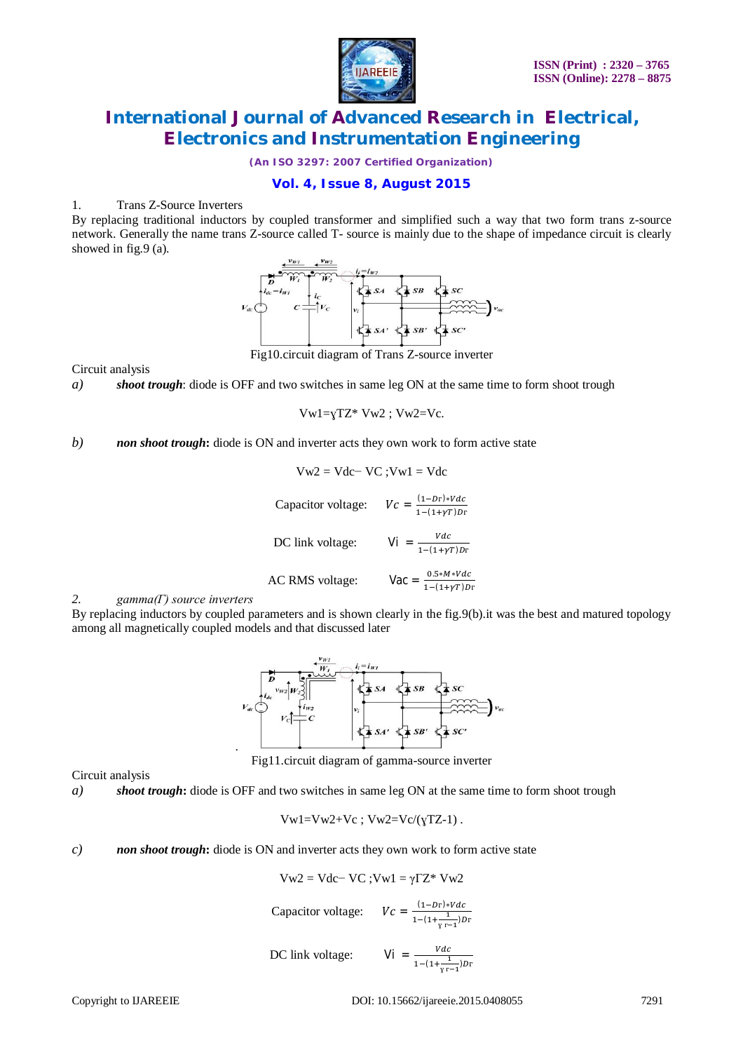1. Trans Z-Source Inverters

By replacing traditional inductors by coupled transformer and simplified such a way that two form trans z-source network. Generally the name trans Z-source called T- source is mainly due to the shape of impedance circuit is clearly showed in fig.9 (a).

Fig10.circuit diagram of Trans Z-source inverter

Circuit analysis

*a)* ***shoot trough***: diode is OFF and two switches in same leg ON at the same time to form shoot trough

$$V_{w1}=\gamma_{TZ} * V_{w2} \; ; \; V_{w2}=V_c.$$

*b)* ***non shoot trough*:** diode is ON and inverter acts they own work to form active state

$$V_{w2} = V_{dc} - V_C \; ; V_{w1} = V_{dc}$$

Capacitor voltage: $$V_c = \frac{(1-D_T)*V_{dc}}{1-(1+\gamma T)D_T}$$

DC link voltage: $$V_i = \frac{V_{dc}}{1-(1+\gamma T)D_T}$$

AC RMS voltage: $$V_{ac} = \frac{0.5*M*V_{dc}}{1-(1+\gamma T)D_T}$$

2. *gamma(Γ) source inverters*

By replacing inductors by coupled parameters and is shown clearly in the fig.9(b).it was the best and matured topology among all magnetically coupled models and that discussed later

Fig11.circuit diagram of gamma-source inverter

Circuit analysis

*a)* ***shoot trough*:** diode is OFF and two switches in same leg ON at the same time to form shoot trough

$$V_{w1}=V_{w2}+V_c \; ; \; V_{w2}=V_c/(\gamma_{TZ}-1) .$$

*c)* ***non shoot trough*:** diode is ON and inverter acts they own work to form active state

$$V_{w2} = V_{dc} - V_C \; ; V_{w1} = \gamma_{\Gamma Z} * V_{w2}$$

Capacitor voltage: $$V_c = \frac{(1-D_T)*V_{dc}}{1-(1+\frac{1}{\gamma_\Gamma-1})D_T}$$

DC link voltage: $$V_i = \frac{V_{dc}}{1-(1+\frac{1}{\gamma_\Gamma-1})D_T}$$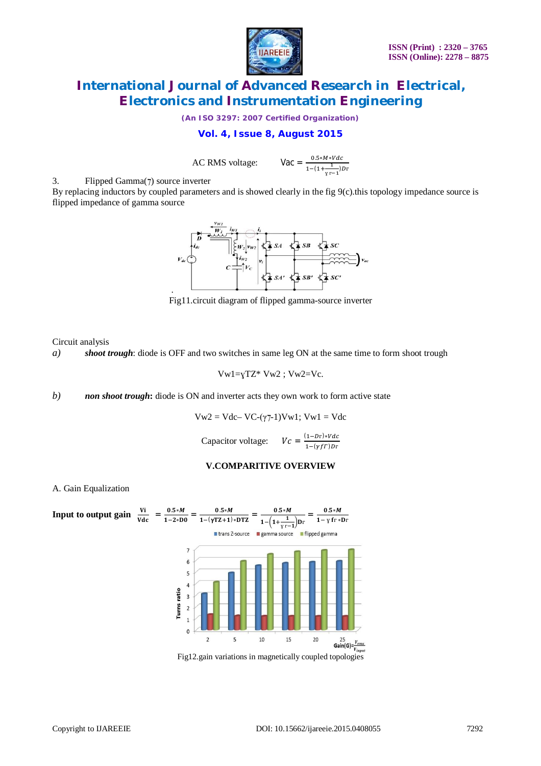AC RMS voltage: $\text{Vac} = \frac{0.5*M*Vdc}{1-(1+\frac{1}{\gamma r-1})Dr}$

3. Flipped Gamma(ℽ) source inverter

By replacing inductors by coupled parameters and is showed clearly in the fig 9(c).this topology impedance source is flipped impedance of gamma source

Fig11.circuit diagram of flipped gamma-source inverter

Circuit analysis

*a)* ***shoot trough***: diode is OFF and two switches in same leg ON at the same time to form shoot trough

$$Vw1=\gamma TZ* Vw2 \; ; \; Vw2=Vc.$$

*b)* ***non shoot trough*:** diode is ON and inverter acts they own work to form active state

$$Vw2 = Vdc - VC-(\gamma ℽ-1)Vw1; \; Vw1 = Vdc$$

Capacitor voltage: $Vc = \frac{(1-Dr)*Vdc}{1-(\gamma f\Gamma)Dr}$

### V.COMPARITIVE OVERVIEW

A. Gain Equalization

**Input to output gain** $\frac{\mathbf{Vi}}{\mathbf{Vdc}} = \frac{0.5*M}{1-2*D0} = \frac{0.5*M}{1-(\gamma TZ+1)*DTZ} = \frac{0.5*M}{1-\left(1+\frac{1}{\gamma r-1}\right)Dr} = \frac{0.5*M}{1-\gamma fr*Dr}$

Fig12.gain variations in magnetically coupled topologies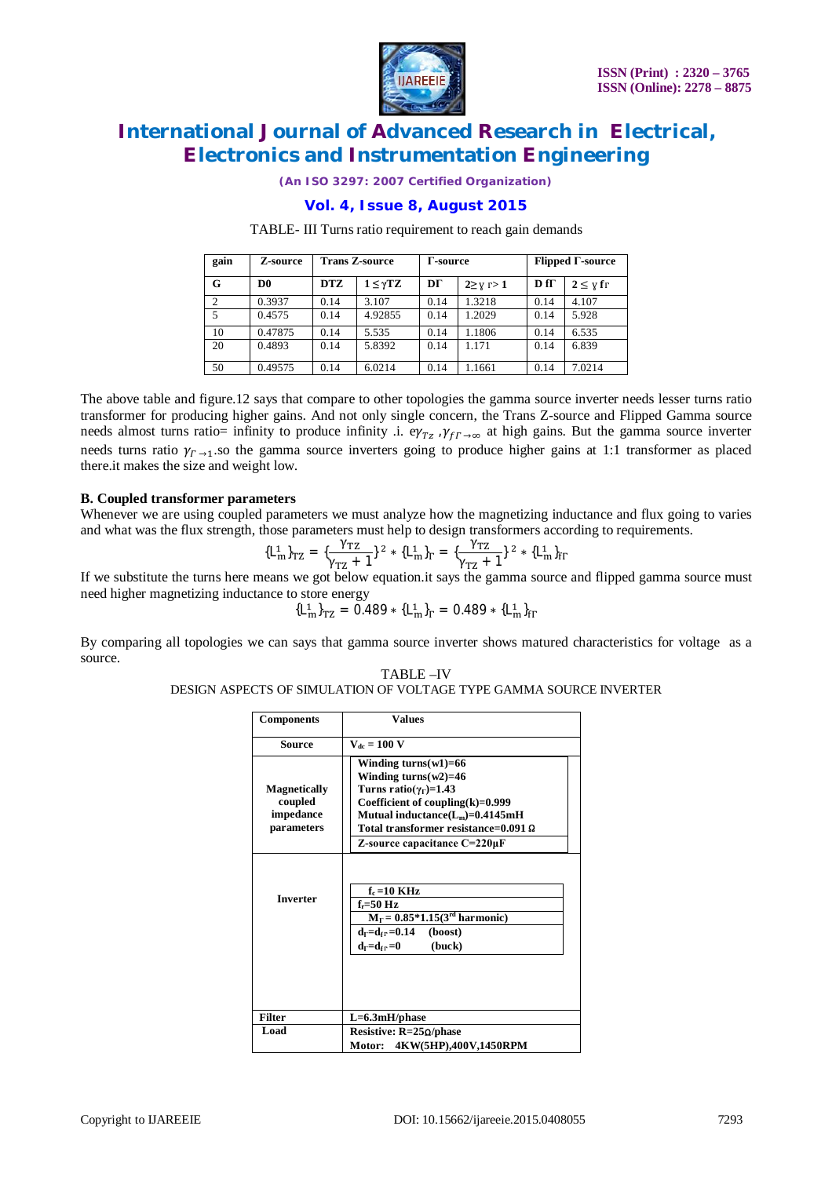TABLE- III Turns ratio requirement to reach gain demands

| gain | Z-source | Trans Z-source | | Γ-source | | Flipped Γ-source | |
|---|---|---|---|---|---|---|---|
| G | D0 | DTZ | $1 \leq \gamma TZ$ | DΓ | $2 \geq \gamma_{\Gamma} > 1$ | D fΓ | $2 \leq \gamma_{f\Gamma}$ |
| 2 | 0.3937 | 0.14 | 3.107 | 0.14 | 1.3218 | 0.14 | 4.107 |
| 5 | 0.4575 | 0.14 | 4.92855 | 0.14 | 1.2029 | 0.14 | 5.928 |
| 10 | 0.47875 | 0.14 | 5.535 | 0.14 | 1.1806 | 0.14 | 6.535 |
| 20 | 0.4893 | 0.14 | 5.8392 | 0.14 | 1.171 | 0.14 | 6.839 |
| 50 | 0.49575 | 0.14 | 6.0214 | 0.14 | 1.1661 | 0.14 | 7.0214 |

The above table and figure.12 says that compare to other topologies the gamma source inverter needs lesser turns ratio transformer for producing higher gains. And not only single concern, the Trans Z-source and Flipped Gamma source needs almost turns ratio= infinity to produce infinity .i. e$\gamma_{TZ}$ ,$\gamma_{f\Gamma \to \infty}$ at high gains. But the gamma source inverter needs turns ratio $\gamma_{\Gamma \to 1}$.so the gamma source inverters going to produce higher gains at 1:1 transformer as placed there.it makes the size and weight low.

### B. Coupled transformer parameters

Whenever we are using coupled parameters we must analyze how the magnetizing inductance and flux going to varies and what was the flux strength, those parameters must help to design transformers according to requirements.

$$\{L_m^1\}_{TZ} = \{\frac{\gamma_{TZ}}{\gamma_{TZ}+1}\}^2 * \{L_m^1\}_{\Gamma} = \{\frac{\gamma_{TZ}}{\gamma_{TZ}+1}\}^2 * \{L_m^1\}_{f\Gamma}$$

If we substitute the turns here means we got below equation.it says the gamma source and flipped gamma source must need higher magnetizing inductance to store energy

$$\{L_m^1\}_{TZ} = 0.489 * \{L_m^1\}_{\Gamma} = 0.489 * \{L_m^1\}_{f\Gamma}$$

By comparing all topologies we can says that gamma source inverter shows matured characteristics for voltage as a source.

TABLE –IV
DESIGN ASPECTS OF SIMULATION OF VOLTAGE TYPE GAMMA SOURCE INVERTER

| Components | Values |
|---|---|
| Source | $V_{dc}$ = 100 V |
| Magnetically coupled impedance parameters | Winding turns(w1)=66<br>Winding turns(w2)=46<br>Turns ratio($\gamma_{\Gamma}$)=1.43<br>Coefficient of coupling(k)=0.999<br>Mutual inductance($L_m$)=0.4145mH<br>Total transformer resistance=0.091 Ω<br>Z-source capacitance C=220µF |
| Inverter | $f_c$ =10 KHz<br>$f_r$=50 Hz<br>$M_{\Gamma}$ = 0.85*1.15(3rd harmonic)<br>$d_{\Gamma}=d_{f\Gamma}$=0.14 (boost)<br>$d_{\Gamma}=d_{f\Gamma}$=0 (buck) |
| Filter | L=6.3mH/phase |
| Load | Resistive: R=25Ω/phase<br>Motor: 4KW(5HP),400V,1450RPM |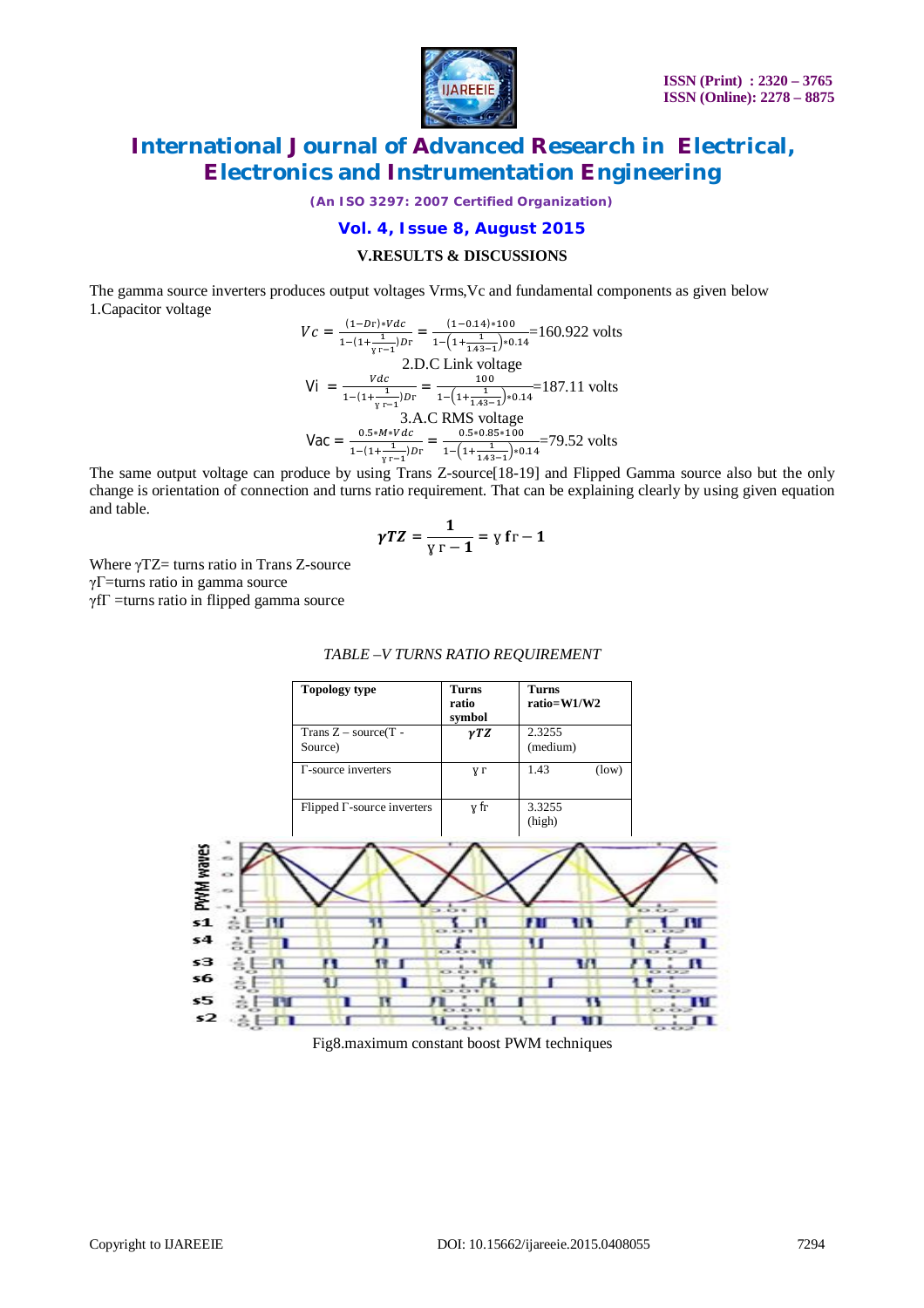## V.RESULTS & DISCUSSIONS

The gamma source inverters produces output voltages Vrms,Vc and fundamental components as given below

1.Capacitor voltage

$$Vc = \frac{(1-D\Gamma)*Vdc}{1-(1+\frac{1}{\gamma\Gamma-1})D\Gamma} = \frac{(1-0.14)*100}{1-\left(1+\frac{1}{1.43-1}\right)*0.14}=160.922 \text{ volts}$$

2.D.C Link voltage

$$Vi = \frac{Vdc}{1-(1+\frac{1}{\gamma\Gamma-1})D\Gamma} = \frac{100}{1-\left(1+\frac{1}{1.43-1}\right)*0.14}=187.11 \text{ volts}$$

3.A.C RMS voltage

$$Vac = \frac{0.5*M*Vdc}{1-(1+\frac{1}{\gamma\Gamma-1})D\Gamma} = \frac{0.5*0.85*100}{1-\left(1+\frac{1}{1.43-1}\right)*0.14}=79.52 \text{ volts}$$

The same output voltage can produce by using Trans Z-source[18-19] and Flipped Gamma source also but the only change is orientation of connection and turns ratio requirement. That can be explaining clearly by using given equation and table.

$$\gamma TZ = \frac{1}{\gamma\Gamma-1} = \gamma f\Gamma - 1$$

Where $\gamma TZ$= turns ratio in Trans Z-source

$\gamma\Gamma$=turns ratio in gamma source

$\gamma f\Gamma$ =turns ratio in flipped gamma source

*TABLE –V TURNS RATIO REQUIREMENT*

| Topology type | Turns ratio symbol | Turns ratio=W1/W2 |
|---|---|---|
| Trans Z – source(T - Source) | $\gamma TZ$ | 2.3255 (medium) |
| Γ-source inverters | $\gamma\Gamma$ | 1.43 (low) |
| Flipped Γ-source inverters | $\gamma f\Gamma$ | 3.3255 (high) |

Fig8.maximum constant boost PWM techniques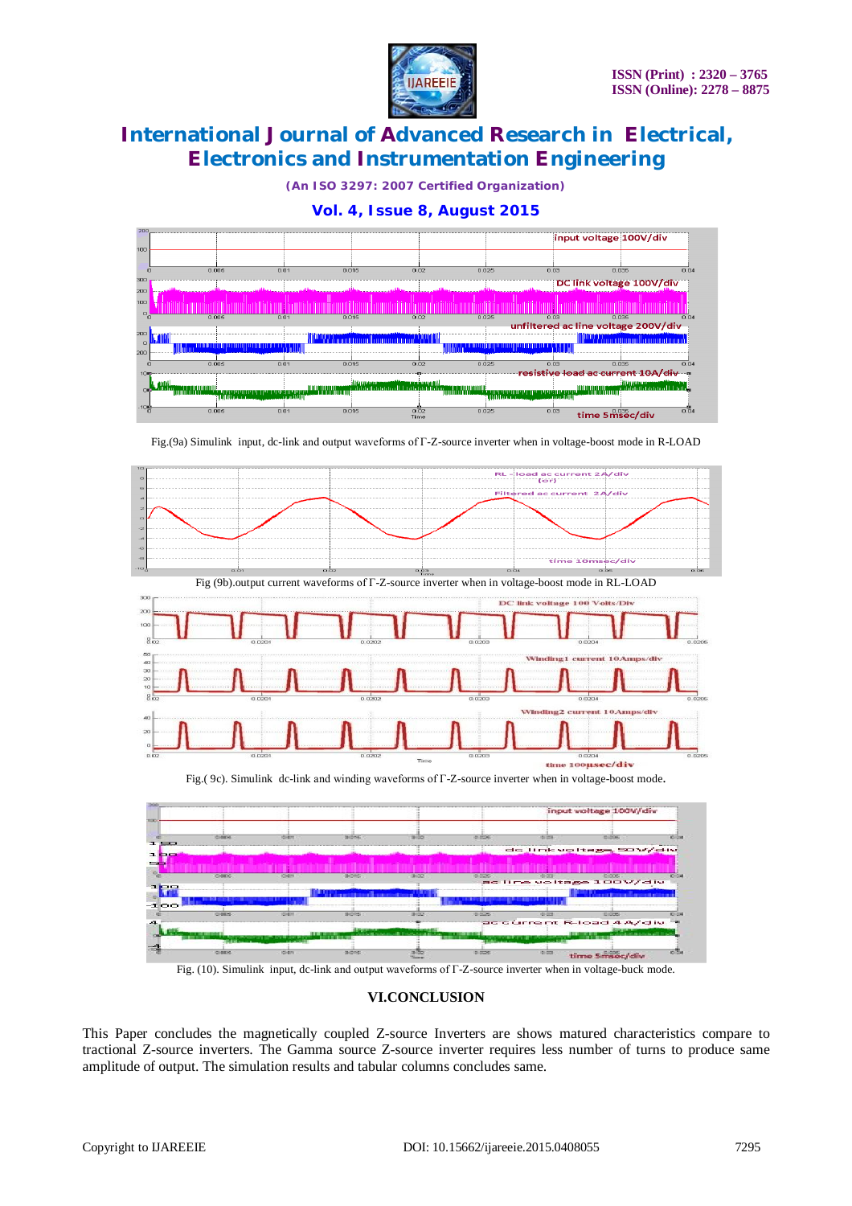Fig.(9a) Simulink input, dc-link and output waveforms of Γ-Z-source inverter when in voltage-boost mode in R-LOAD

Fig (9b).output current waveforms of Γ-Z-source inverter when in voltage-boost mode in RL-LOAD

Fig.( 9c). Simulink dc-link and winding waveforms of Γ-Z-source inverter when in voltage-boost mode.

Fig. (10). Simulink input, dc-link and output waveforms of Γ-Z-source inverter when in voltage-buck mode.

## VI.CONCLUSION

This Paper concludes the magnetically coupled Z-source Inverters are shows matured characteristics compare to tractional Z-source inverters. The Gamma source Z-source inverter requires less number of turns to produce same amplitude of output. The simulation results and tabular columns concludes same.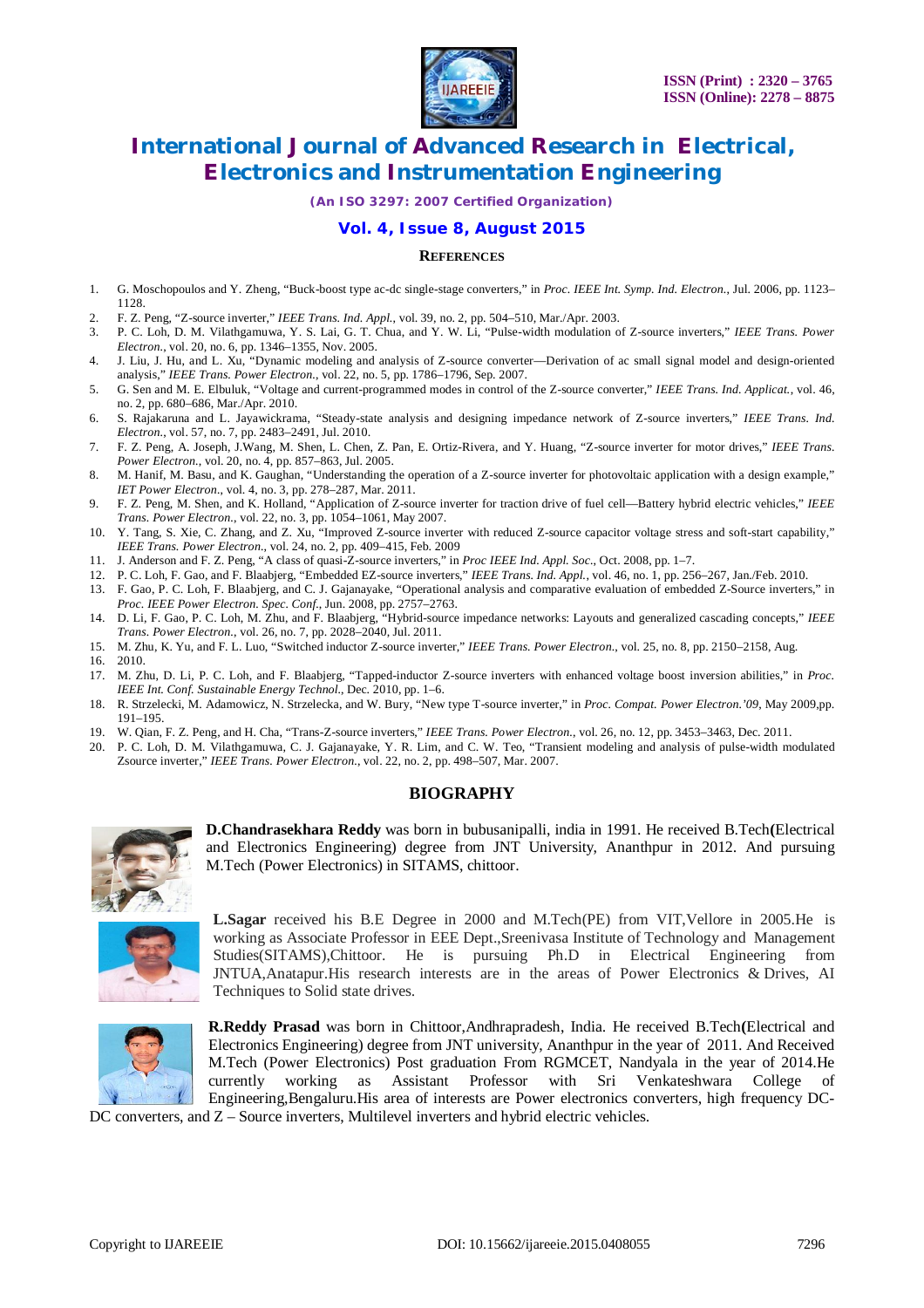## REFERENCES

1. G. Moschopoulos and Y. Zheng, "Buck-boost type ac-dc single-stage converters," in *Proc. IEEE Int. Symp. Ind. Electron.*, Jul. 2006, pp. 1123–1128.
2. F. Z. Peng, "Z-source inverter," *IEEE Trans. Ind. Appl.*, vol. 39, no. 2, pp. 504–510, Mar./Apr. 2003.
3. P. C. Loh, D. M. Vilathgamuwa, Y. S. Lai, G. T. Chua, and Y. W. Li, "Pulse-width modulation of Z-source inverters," *IEEE Trans. Power Electron.*, vol. 20, no. 6, pp. 1346–1355, Nov. 2005.
4. J. Liu, J. Hu, and L. Xu, "Dynamic modeling and analysis of Z-source converter—Derivation of ac small signal model and design-oriented analysis," *IEEE Trans. Power Electron.*, vol. 22, no. 5, pp. 1786–1796, Sep. 2007.
5. G. Sen and M. E. Elbuluk, "Voltage and current-programmed modes in control of the Z-source converter," *IEEE Trans. Ind. Applicat.*, vol. 46, no. 2, pp. 680–686, Mar./Apr. 2010.
6. S. Rajakaruna and L. Jayawickrama, "Steady-state analysis and designing impedance network of Z-source inverters," *IEEE Trans. Ind. Electron.*, vol. 57, no. 7, pp. 2483–2491, Jul. 2010.
7. F. Z. Peng, A. Joseph, J.Wang, M. Shen, L. Chen, Z. Pan, E. Ortiz-Rivera, and Y. Huang, "Z-source inverter for motor drives," *IEEE Trans. Power Electron.*, vol. 20, no. 4, pp. 857–863, Jul. 2005.
8. M. Hanif, M. Basu, and K. Gaughan, "Understanding the operation of a Z-source inverter for photovoltaic application with a design example," *IET Power Electron.*, vol. 4, no. 3, pp. 278–287, Mar. 2011.
9. F. Z. Peng, M. Shen, and K. Holland, "Application of Z-source inverter for traction drive of fuel cell—Battery hybrid electric vehicles," *IEEE Trans. Power Electron.*, vol. 22, no. 3, pp. 1054–1061, May 2007.
10. Y. Tang, S. Xie, C. Zhang, and Z. Xu, "Improved Z-source inverter with reduced Z-source capacitor voltage stress and soft-start capability," *IEEE Trans. Power Electron.*, vol. 24, no. 2, pp. 409–415, Feb. 2009
11. J. Anderson and F. Z. Peng, "A class of quasi-Z-source inverters," in *Proc IEEE Ind. Appl. Soc.*, Oct. 2008, pp. 1–7.
12. P. C. Loh, F. Gao, and F. Blaabjerg, "Embedded EZ-source inverters," *IEEE Trans. Ind. Appl.*, vol. 46, no. 1, pp. 256–267, Jan./Feb. 2010.
13. F. Gao, P. C. Loh, F. Blaabjerg, and C. J. Gajanayake, "Operational analysis and comparative evaluation of embedded Z-Source inverters," in *Proc. IEEE Power Electron. Spec. Conf.*, Jun. 2008, pp. 2757–2763.
14. D. Li, F. Gao, P. C. Loh, M. Zhu, and F. Blaabjerg, "Hybrid-source impedance networks: Layouts and generalized cascading concepts," *IEEE Trans. Power Electron.*, vol. 26, no. 7, pp. 2028–2040, Jul. 2011.
15. M. Zhu, K. Yu, and F. L. Luo, "Switched inductor Z-source inverter," *IEEE Trans. Power Electron.*, vol. 25, no. 8, pp. 2150–2158, Aug.
16. 2010.
17. M. Zhu, D. Li, P. C. Loh, and F. Blaabjerg, "Tapped-inductor Z-source inverters with enhanced voltage boost inversion abilities," in *Proc. IEEE Int. Conf. Sustainable Energy Technol.*, Dec. 2010, pp. 1–6.
18. R. Strzelecki, M. Adamowicz, N. Strzelecka, and W. Bury, "New type T-source inverter," in *Proc. Compat. Power Electron.'09*, May 2009,pp. 191–195.
19. W. Qian, F. Z. Peng, and H. Cha, "Trans-Z-source inverters," *IEEE Trans. Power Electron.*, vol. 26, no. 12, pp. 3453–3463, Dec. 2011.
20. P. C. Loh, D. M. Vilathgamuwa, C. J. Gajanayake, Y. R. Lim, and C. W. Teo, "Transient modeling and analysis of pulse-width modulated Zsource inverter," *IEEE Trans. Power Electron.*, vol. 22, no. 2, pp. 498–507, Mar. 2007.

## BIOGRAPHY

**D.Chandrasekhara Reddy** was born in bubusanipalli, india in 1991. He received B.Tech**(**Electrical and Electronics Engineering) degree from JNT University, Ananthpur in 2012. And pursuing M.Tech (Power Electronics) in SITAMS, chittoor.

**L.Sagar** received his B.E Degree in 2000 and M.Tech(PE) from VIT,Vellore in 2005.He is working as Associate Professor in EEE Dept.,Sreenivasa Institute of Technology and Management Studies(SITAMS),Chittoor. He is pursuing Ph.D in Electrical Engineering from JNTUA,Anatapur.His research interests are in the areas of Power Electronics & Drives, AI Techniques to Solid state drives.

**R.Reddy Prasad** was born in Chittoor,Andhrapradesh, India. He received B.Tech**(**Electrical and Electronics Engineering) degree from JNT university, Ananthpur in the year of 2011. And Received M.Tech (Power Electronics) Post graduation From RGMCET, Nandyala in the year of 2014.He currently working as Assistant Professor with Sri Venkateshwara College of Engineering,Bengaluru.His area of interests are Power electronics converters, high frequency DC-DC converters, and Z – Source inverters, Multilevel inverters and hybrid electric vehicles.